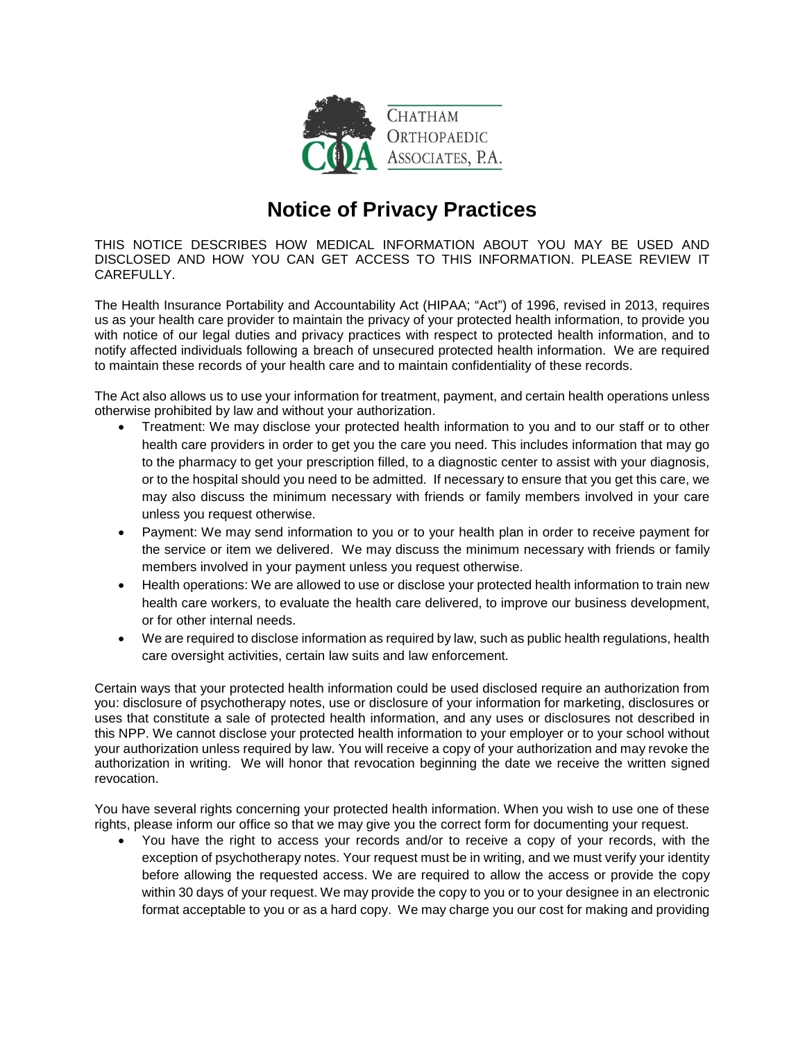CHATHAM ORTHOPAEDIC ASSOCIATES, P.A.

# Notice of Privacy Practices

THIS NOTICE DESCRIBES HOW MEDICAL INFORMATION ABOUT YOU MAY BE USED AND DISCLOSED AND HOW YOU CAN GET ACCESS TO THIS INFORMATION. PLEASE REVIEW IT CAREFULLY.

The Health Insurance Portability and Accountability Act (HIPAA; "Act") of 1996, revised in 2013, requires us as your health care provider to maintain the privacy of your protected health information, to provide you with notice of our legal duties and privacy practices with respect to protected health information, and to notify affected individuals following a breach of unsecured protected health information. We are required to maintain these records of your health care and to maintain confidentiality of these records.

The Act also allows us to use your information for treatment, payment, and certain health operations unless otherwise prohibited by law and without your authorization.

- Treatment: We may disclose your protected health information to you and to our staff or to other health care providers in order to get you the care you need. This includes information that may go to the pharmacy to get your prescription filled, to a diagnostic center to assist with your diagnosis, or to the hospital should you need to be admitted. If necessary to ensure that you get this care, we may also discuss the minimum necessary with friends or family members involved in your care unless you request otherwise.
- Payment: We may send information to you or to your health plan in order to receive payment for the service or item we delivered. We may discuss the minimum necessary with friends or family members involved in your payment unless you request otherwise.
- Health operations: We are allowed to use or disclose your protected health information to train new health care workers, to evaluate the health care delivered, to improve our business development, or for other internal needs.
- We are required to disclose information as required by law, such as public health regulations, health care oversight activities, certain law suits and law enforcement.

Certain ways that your protected health information could be used disclosed require an authorization from you: disclosure of psychotherapy notes, use or disclosure of your information for marketing, disclosures or uses that constitute a sale of protected health information, and any uses or disclosures not described in this NPP. We cannot disclose your protected health information to your employer or to your school without your authorization unless required by law. You will receive a copy of your authorization and may revoke the authorization in writing. We will honor that revocation beginning the date we receive the written signed revocation.

You have several rights concerning your protected health information. When you wish to use one of these rights, please inform our office so that we may give you the correct form for documenting your request.

- You have the right to access your records and/or to receive a copy of your records, with the exception of psychotherapy notes. Your request must be in writing, and we must verify your identity before allowing the requested access. We are required to allow the access or provide the copy within 30 days of your request. We may provide the copy to you or to your designee in an electronic format acceptable to you or as a hard copy. We may charge you our cost for making and providing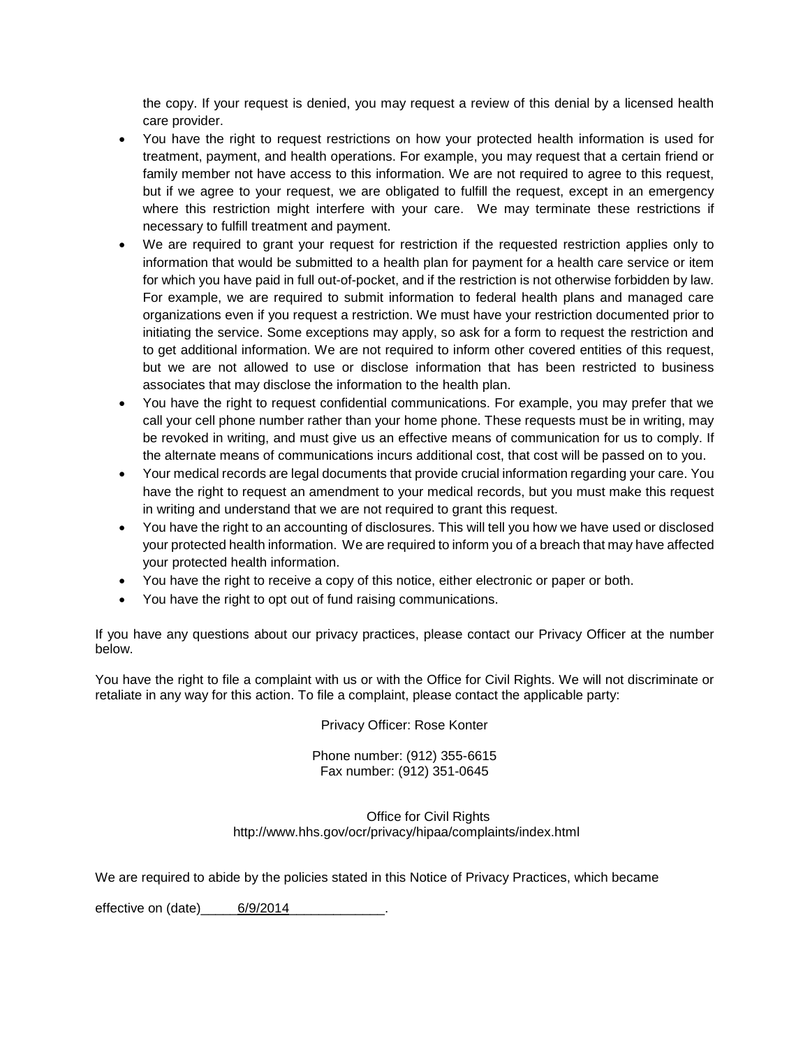the copy. If your request is denied, you may request a review of this denial by a licensed health care provider.

- You have the right to request restrictions on how your protected health information is used for treatment, payment, and health operations. For example, you may request that a certain friend or family member not have access to this information. We are not required to agree to this request, but if we agree to your request, we are obligated to fulfill the request, except in an emergency where this restriction might interfere with your care. We may terminate these restrictions if necessary to fulfill treatment and payment.
- We are required to grant your request for restriction if the requested restriction applies only to information that would be submitted to a health plan for payment for a health care service or item for which you have paid in full out-of-pocket, and if the restriction is not otherwise forbidden by law. For example, we are required to submit information to federal health plans and managed care organizations even if you request a restriction. We must have your restriction documented prior to initiating the service. Some exceptions may apply, so ask for a form to request the restriction and to get additional information. We are not required to inform other covered entities of this request, but we are not allowed to use or disclose information that has been restricted to business associates that may disclose the information to the health plan.
- You have the right to request confidential communications. For example, you may prefer that we call your cell phone number rather than your home phone. These requests must be in writing, may be revoked in writing, and must give us an effective means of communication for us to comply. If the alternate means of communications incurs additional cost, that cost will be passed on to you.
- Your medical records are legal documents that provide crucial information regarding your care. You have the right to request an amendment to your medical records, but you must make this request in writing and understand that we are not required to grant this request.
- You have the right to an accounting of disclosures. This will tell you how we have used or disclosed your protected health information. We are required to inform you of a breach that may have affected your protected health information.
- You have the right to receive a copy of this notice, either electronic or paper or both.
- You have the right to opt out of fund raising communications.

If you have any questions about our privacy practices, please contact our Privacy Officer at the number below.

You have the right to file a complaint with us or with the Office for Civil Rights. We will not discriminate or retaliate in any way for this action. To file a complaint, please contact the applicable party:

Privacy Officer: Rose Konter

Phone number: (912) 355-6615
Fax number: (912) 351-0645

Office for Civil Rights
http://www.hhs.gov/ocr/privacy/hipaa/complaints/index.html

We are required to abide by the policies stated in this Notice of Privacy Practices, which became

effective on (date)\_\_\_\_\_6/9/2014\_\_\_\_\_\_\_\_\_\_\_\_\_.